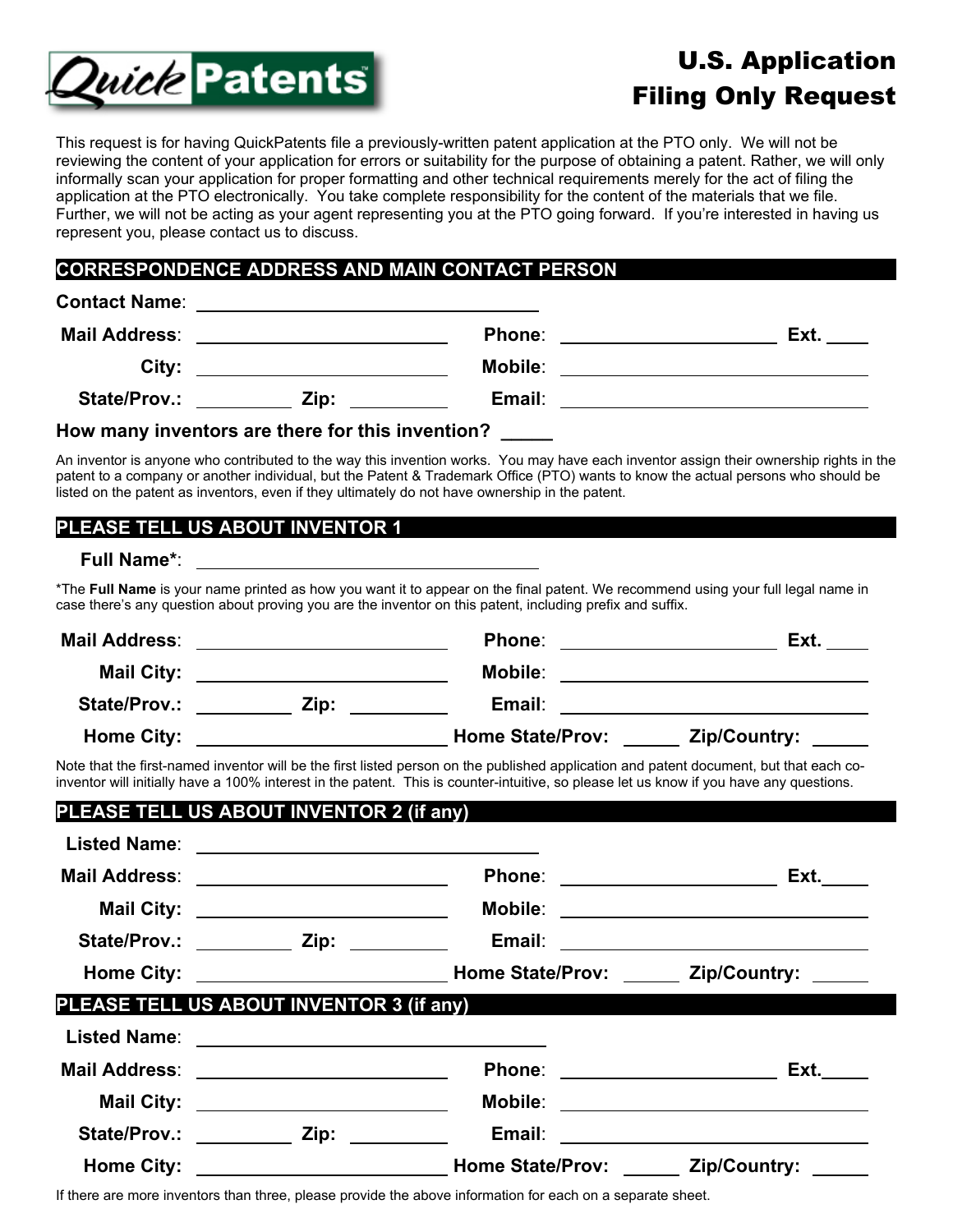Quick Patents

# U.S. Application Filing Only Request

This request is for having QuickPatents file a previously-written patent application at the PTO only. We will not be reviewing the content of your application for errors or suitability for the purpose of obtaining a patent. Rather, we will only informally scan your application for proper formatting and other technical requirements merely for the act of filing the application at the PTO electronically. You take complete responsibility for the content of the materials that we file. Further, we will not be acting as your agent representing you at the PTO going forward. If you're interested in having us represent you, please contact us to discuss.

## CORRESPONDENCE ADDRESS AND MAIN CONTACT PERSON

**Contact Name**: ____________________

**Mail Address**: ____________________ **Phone**: ____________________ **Ext.** _____

**City:** ____________________ **Mobile**: ____________________

**State/Prov.:** __________ **Zip:** __________ **Email**: ____________________

**How many inventors are there for this invention?** _____

An inventor is anyone who contributed to the way this invention works. You may have each inventor assign their ownership rights in the patent to a company or another individual, but the Patent & Trademark Office (PTO) wants to know the actual persons who should be listed on the patent as inventors, even if they ultimately do not have ownership in the patent.

## PLEASE TELL US ABOUT INVENTOR 1

**Full Name*:** ____________________

*The **Full Name** is your name printed as how you want it to appear on the final patent. We recommend using your full legal name in case there's any question about proving you are the inventor on this patent, including prefix and suffix.

**Mail Address**: ____________________ **Phone**: ____________________ **Ext.** _____

**Mail City:** ____________________ **Mobile**: ____________________

**State/Prov.:** __________ **Zip:** __________ **Email**: ____________________

**Home City:** ____________________ **Home State/Prov:** ______ **Zip/Country:** ______

Note that the first-named inventor will be the first listed person on the published application and patent document, but that each co-inventor will initially have a 100% interest in the patent. This is counter-intuitive, so please let us know if you have any questions.

## PLEASE TELL US ABOUT INVENTOR 2 (if any)

**Listed Name**: ____________________

**Mail Address**: ____________________ **Phone**: ____________________ **Ext.**_____

**Mail City:** ____________________ **Mobile**: ____________________

**State/Prov.:** __________ **Zip:** __________ **Email**: ____________________

**Home City:** ____________________ **Home State/Prov:** ______ **Zip/Country:** ______

## PLEASE TELL US ABOUT INVENTOR 3 (if any)

**Listed Name**: ____________________

**Mail Address**: ____________________ **Phone**: ____________________ **Ext.**_____

**Mail City:** ____________________ **Mobile**: ____________________

**State/Prov.:** __________ **Zip:** __________ **Email**: ____________________

**Home City:** ____________________ **Home State/Prov:** ______ **Zip/Country:** ______

If there are more inventors than three, please provide the above information for each on a separate sheet.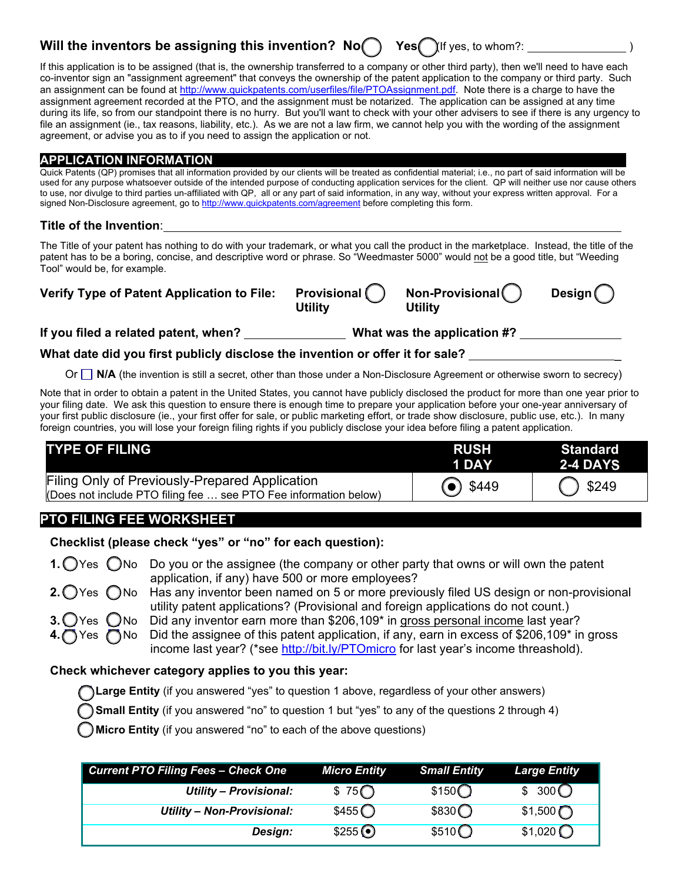**Will the inventors be assigning this invention?** **No** ○ **Yes** ○ (If yes, to whom?: ________________ )

If this application is to be assigned (that is, the ownership transferred to a company or other third party), then we'll need to have each co-inventor sign an "assignment agreement" that conveys the ownership of the patent application to the company or third party. Such an assignment can be found at http://www.quickpatents.com/userfiles/file/PTOAssignment.pdf. Note there is a charge to have the assignment agreement recorded at the PTO, and the assignment must be notarized. The application can be assigned at any time during its life, so from our standpoint there is no hurry. But you'll want to check with your other advisers to see if there is any urgency to file an assignment (ie., tax reasons, liability, etc.). As we are not a law firm, we cannot help you with the wording of the assignment agreement, or advise you as to if you need to assign the application or not.

## APPLICATION INFORMATION

Quick Patents (QP) promises that all information provided by our clients will be treated as confidential material; i.e., no part of said information will be used for any purpose whatsoever outside of the intended purpose of conducting application services for the client. QP will neither use nor cause others to use, nor divulge to third parties un-affiliated with QP, all or any part of said information, in any way, without your express written approval. For a signed Non-Disclosure agreement, go to http://www.quickpatents.com/agreement before completing this form.

**Title of the Invention**: ____________________________________________

The Title of your patent has nothing to do with your trademark, or what you call the product in the marketplace. Instead, the title of the patent has to be a boring, concise, and descriptive word or phrase. So "Weedmaster 5000" would not be a good title, but "Weeding Tool" would be, for example.

**Verify Type of Patent Application to File:** **Provisional Utility** ○ **Non-Provisional Utility** ○ **Design** ○

**If you filed a related patent, when?** ______________ **What was the application #?** ______________

**What date did you first publicly disclose the invention or offer it for sale?** ____________________

Or ☐ **N/A** (the invention is still a secret, other than those under a Non-Disclosure Agreement or otherwise sworn to secrecy)

Note that in order to obtain a patent in the United States, you cannot have publicly disclosed the product for more than one year prior to your filing date. We ask this question to ensure there is enough time to prepare your application before your one-year anniversary of your first public disclosure (ie., your first offer for sale, or public marketing effort, or trade show disclosure, public use, etc.). In many foreign countries, you will lose your foreign filing rights if you publicly disclose your idea before filing a patent application.

| TYPE OF FILING | RUSH 1 DAY | Standard 2-4 DAYS |
|---|---|---|
| Filing Only of Previously-Prepared Application (Does not include PTO filing fee … see PTO Fee information below) | ◉ $449 | ○ $249 |

## PTO FILING FEE WORKSHEET

**Checklist (please check "yes" or "no" for each question):**

1. ○ Yes ○ No Do you or the assignee (the company or other party that owns or will own the patent application, if any) have 500 or more employees?
2. ○ Yes ○ No Has any inventor been named on 5 or more previously filed US design or non-provisional utility patent applications? (Provisional and foreign applications do not count.)
3. ○ Yes ○ No Did any inventor earn more than $206,109* in gross personal income last year?
4. ○ Yes ○ No Did the assignee of this patent application, if any, earn in excess of $206,109* in gross income last year? (*see http://bit.ly/PTOmicro for last year's income threashold).

**Check whichever category applies to you this year:**

○ **Large Entity** (if you answered "yes" to question 1 above, regardless of your other answers)

○ **Small Entity** (if you answered "no" to question 1 but "yes" to any of the questions 2 through 4)

○ **Micro Entity** (if you answered "no" to each of the above questions)

| *Current PTO Filing Fees – Check One* | *Micro Entity* | *Small Entity* | *Large Entity* |
|---|---|---|---|
| ***Utility – Provisional:*** | $ 75 ○ | $150 ○ | $ 300 ○ |
| ***Utility – Non-Provisional:*** | $455 ○ | $830 ○ | $1,500 ○ |
| ***Design:*** | $255 ◉ | $510 ○ | $1,020 ○ |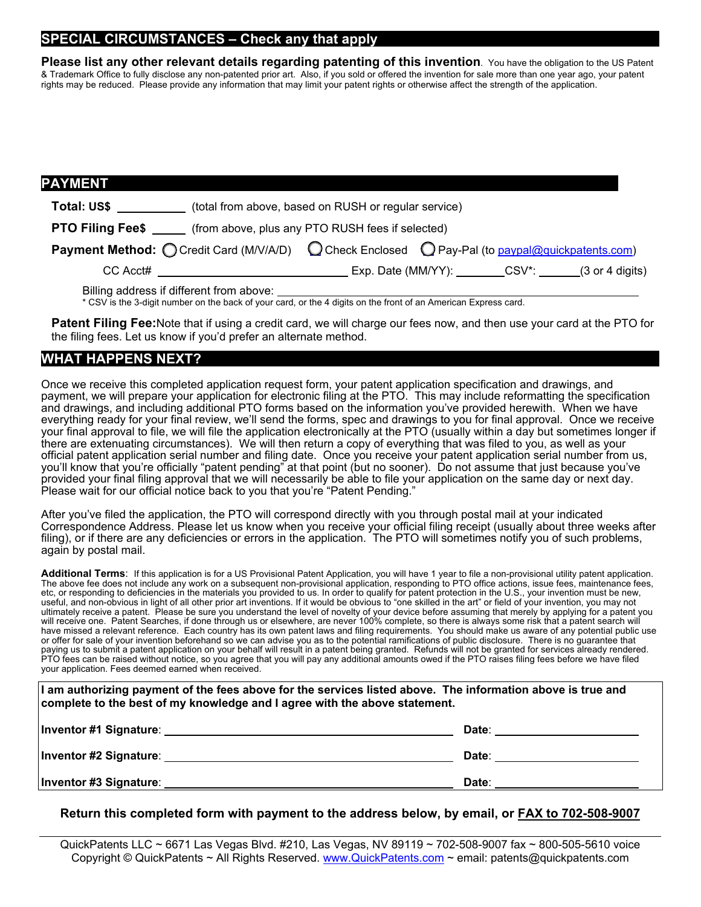## SPECIAL CIRCUMSTANCES – Check any that apply

**Please list any other relevant details regarding patenting of this invention**. You have the obligation to the US Patent & Trademark Office to fully disclose any non-patented prior art. Also, if you sold or offered the invention for sale more than one year ago, your patent rights may be reduced. Please provide any information that may limit your patent rights or otherwise affect the strength of the application.

## PAYMENT

**Total: US$** __________ (total from above, based on RUSH or regular service)

**PTO Filing Fee$** _____ (from above, plus any PTO RUSH fees if selected)

**Payment Method:** ◯ Credit Card (M/V/A/D) ◯ Check Enclosed ◯ Pay-Pal (to paypal@quickpatents.com)

CC Acct# ____________________________ Exp. Date (MM/YY): ________ CSV*: ______ (3 or 4 digits)

Billing address if different from above: ______________________________________________

\* CSV is the 3-digit number on the back of your card, or the 4 digits on the front of an American Express card.

**Patent Filing Fee:** Note that if using a credit card, we will charge our fees now, and then use your card at the PTO for the filing fees. Let us know if you'd prefer an alternate method.

## WHAT HAPPENS NEXT?

Once we receive this completed application request form, your patent application specification and drawings, and payment, we will prepare your application for electronic filing at the PTO. This may include reformatting the specification and drawings, and including additional PTO forms based on the information you've provided herewith. When we have everything ready for your final review, we'll send the forms, spec and drawings to you for final approval. Once we receive your final approval to file, we will file the application electronically at the PTO (usually within a day but sometimes longer if there are extenuating circumstances). We will then return a copy of everything that was filed to you, as well as your official patent application serial number and filing date. Once you receive your patent application serial number from us, you'll know that you're officially "patent pending" at that point (but no sooner). Do not assume that just because you've provided your final filing approval that we will necessarily be able to file your application on the same day or next day. Please wait for our official notice back to you that you're "Patent Pending."

After you've filed the application, the PTO will correspond directly with you through postal mail at your indicated Correspondence Address. Please let us know when you receive your official filing receipt (usually about three weeks after filing), or if there are any deficiencies or errors in the application. The PTO will sometimes notify you of such problems, again by postal mail.

**Additional Terms**: If this application is for a US Provisional Patent Application, you will have 1 year to file a non-provisional utility patent application. The above fee does not include any work on a subsequent non-provisional application, responding to PTO office actions, issue fees, maintenance fees, etc, or responding to deficiencies in the materials you provided to us. In order to qualify for patent protection in the U.S., your invention must be new, useful, and non-obvious in light of all other prior art inventions. If it would be obvious to "one skilled in the art" or field of your invention, you may not ultimately receive a patent. Please be sure you understand the level of novelty of your device before assuming that merely by applying for a patent you will receive one. Patent Searches, if done through us or elsewhere, are never 100% complete, so there is always some risk that a patent search will have missed a relevant reference. Each country has its own patent laws and filing requirements. You should make us aware of any potential public use or offer for sale of your invention beforehand so we can advise you as to the potential ramifications of public disclosure. There is no guarantee that paying us to submit a patent application on your behalf will result in a patent being granted. Refunds will not be granted for services already rendered. PTO fees can be raised without notice, so you agree that you will pay any additional amounts owed if the PTO raises filing fees before we have filed your application. Fees deemed earned when received.

**I am authorizing payment of the fees above for the services listed above. The information above is true and complete to the best of my knowledge and I agree with the above statement.**

**Inventor #1 Signature**: ________________________________ **Date**: ________________

**Inventor #2 Signature**: ________________________________ **Date**: ________________

**Inventor #3 Signature**: ________________________________ **Date**: ________________

**Return this completed form with payment to the address below, by email, or FAX to 702-508-9007**

QuickPatents LLC ~ 6671 Las Vegas Blvd. #210, Las Vegas, NV 89119 ~ 702-508-9007 fax ~ 800-505-5610 voice
Copyright © QuickPatents ~ All Rights Reserved. www.QuickPatents.com ~ email: patents@quickpatents.com